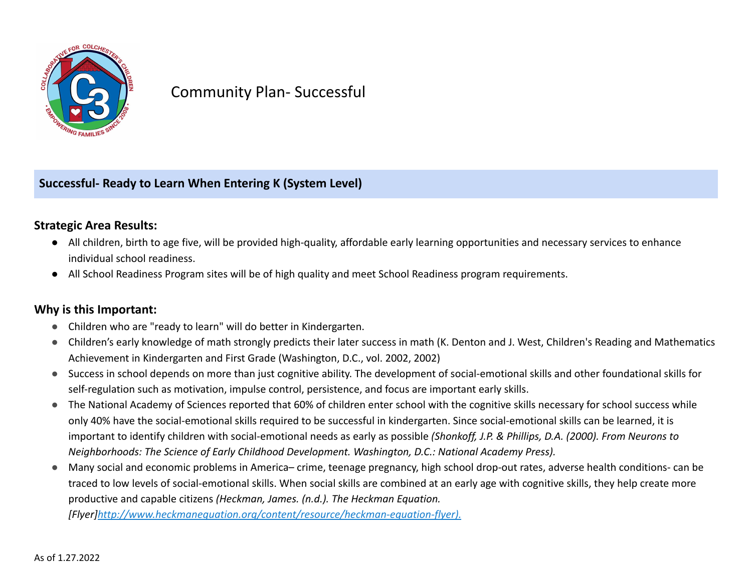# Community Plan- Successful

## Successful- Ready to Learn When Entering K (System Level)

### Strategic Area Results:

- All children, birth to age five, will be provided high-quality, affordable early learning opportunities and necessary services to enhance individual school readiness.
- All School Readiness Program sites will be of high quality and meet School Readiness program requirements.

### Why is this Important:

- Children who are "ready to learn" will do better in Kindergarten.
- Children's early knowledge of math strongly predicts their later success in math (K. Denton and J. West, Children's Reading and Mathematics Achievement in Kindergarten and First Grade (Washington, D.C., vol. 2002, 2002)
- Success in school depends on more than just cognitive ability. The development of social-emotional skills and other foundational skills for self-regulation such as motivation, impulse control, persistence, and focus are important early skills.
- The National Academy of Sciences reported that 60% of children enter school with the cognitive skills necessary for school success while only 40% have the social-emotional skills required to be successful in kindergarten. Since social-emotional skills can be learned, it is important to identify children with social-emotional needs as early as possible *(Shonkoff, J.P. & Phillips, D.A. (2000). From Neurons to Neighborhoods: The Science of Early Childhood Development. Washington, D.C.: National Academy Press).*
- Many social and economic problems in America– crime, teenage pregnancy, high school drop-out rates, adverse health conditions- can be traced to low levels of social-emotional skills. When social skills are combined at an early age with cognitive skills, they help create more productive and capable citizens *(Heckman, James. (n.d.). The Heckman Equation. [Flyer][http://www.heckmanequation.org/content/resource/heckman-equation-flyer).](http://www.heckmanequation.org/content/resource/heckman-equation-flyer)*

As of 1.27.2022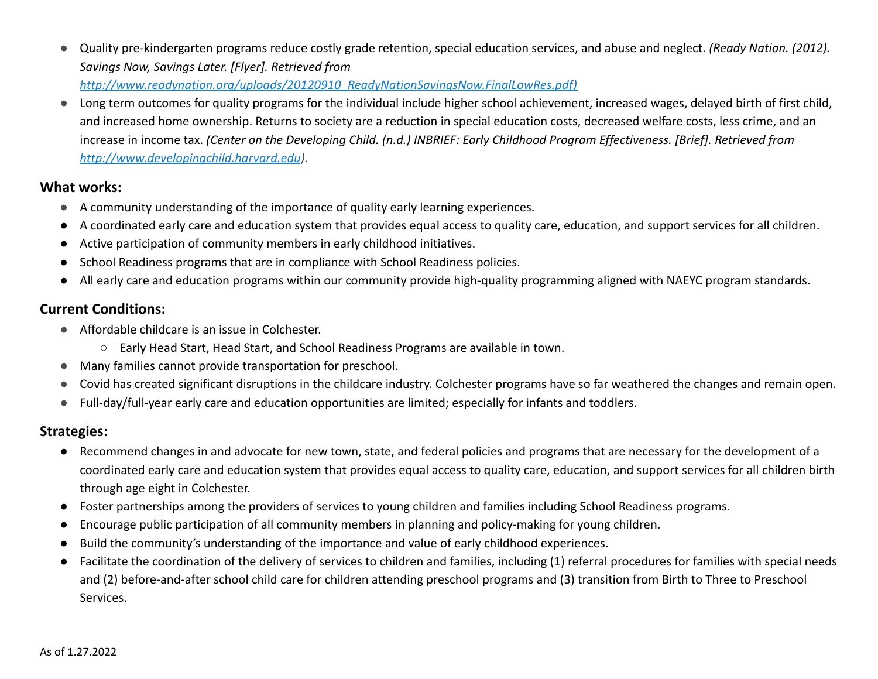- Quality pre-kindergarten programs reduce costly grade retention, special education services, and abuse and neglect. *(Ready Nation. (2012). Savings Now, Savings Later. [Flyer]. Retrieved from http://www.readynation.org/uploads/20120910_ReadyNationSavingsNow.FinalLowRes.pdf)*
- Long term outcomes for quality programs for the individual include higher school achievement, increased wages, delayed birth of first child, and increased home ownership. Returns to society are a reduction in special education costs, decreased welfare costs, less crime, and an increase in income tax. *(Center on the Developing Child. (n.d.) INBRIEF: Early Childhood Program Effectiveness. [Brief]. Retrieved from http://www.developingchild.harvard.edu).*

## What works:

- A community understanding of the importance of quality early learning experiences.
- A coordinated early care and education system that provides equal access to quality care, education, and support services for all children.
- Active participation of community members in early childhood initiatives.
- School Readiness programs that are in compliance with School Readiness policies.
- All early care and education programs within our community provide high-quality programming aligned with NAEYC program standards.

## Current Conditions:

- Affordable childcare is an issue in Colchester.
    - Early Head Start, Head Start, and School Readiness Programs are available in town.
- Many families cannot provide transportation for preschool.
- Covid has created significant disruptions in the childcare industry. Colchester programs have so far weathered the changes and remain open.
- Full-day/full-year early care and education opportunities are limited; especially for infants and toddlers.

## Strategies:

- Recommend changes in and advocate for new town, state, and federal policies and programs that are necessary for the development of a coordinated early care and education system that provides equal access to quality care, education, and support services for all children birth through age eight in Colchester.
- Foster partnerships among the providers of services to young children and families including School Readiness programs.
- Encourage public participation of all community members in planning and policy-making for young children.
- Build the community's understanding of the importance and value of early childhood experiences.
- Facilitate the coordination of the delivery of services to children and families, including (1) referral procedures for families with special needs and (2) before-and-after school child care for children attending preschool programs and (3) transition from Birth to Three to Preschool Services.

As of 1.27.2022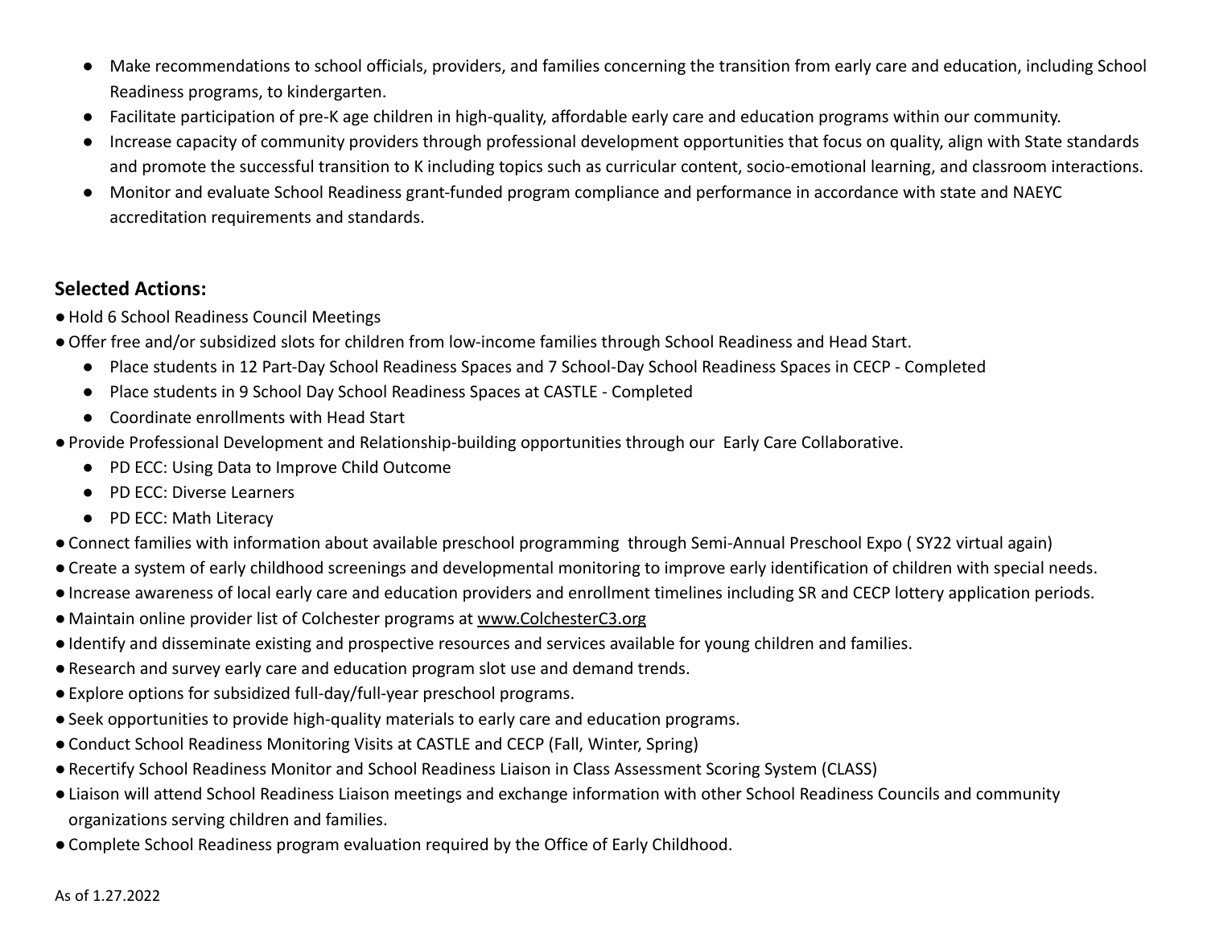- Make recommendations to school officials, providers, and families concerning the transition from early care and education, including School Readiness programs, to kindergarten.
- Facilitate participation of pre-K age children in high-quality, affordable early care and education programs within our community.
- Increase capacity of community providers through professional development opportunities that focus on quality, align with State standards and promote the successful transition to K including topics such as curricular content, socio-emotional learning, and classroom interactions.
- Monitor and evaluate School Readiness grant-funded program compliance and performance in accordance with state and NAEYC accreditation requirements and standards.

## Selected Actions:

- Hold 6 School Readiness Council Meetings
- Offer free and/or subsidized slots for children from low-income families through School Readiness and Head Start.
    - Place students in 12 Part-Day School Readiness Spaces and 7 School-Day School Readiness Spaces in CECP - Completed
    - Place students in 9 School Day School Readiness Spaces at CASTLE - Completed
    - Coordinate enrollments with Head Start
- Provide Professional Development and Relationship-building opportunities through our Early Care Collaborative.
    - PD ECC: Using Data to Improve Child Outcome
    - PD ECC: Diverse Learners
    - PD ECC: Math Literacy
- Connect families with information about available preschool programming through Semi-Annual Preschool Expo ( SY22 virtual again)
- Create a system of early childhood screenings and developmental monitoring to improve early identification of children with special needs.
- Increase awareness of local early care and education providers and enrollment timelines including SR and CECP lottery application periods.
- Maintain online provider list of Colchester programs at www.ColchesterC3.org
- Identify and disseminate existing and prospective resources and services available for young children and families.
- Research and survey early care and education program slot use and demand trends.
- Explore options for subsidized full-day/full-year preschool programs.
- Seek opportunities to provide high-quality materials to early care and education programs.
- Conduct School Readiness Monitoring Visits at CASTLE and CECP (Fall, Winter, Spring)
- Recertify School Readiness Monitor and School Readiness Liaison in Class Assessment Scoring System (CLASS)
- Liaison will attend School Readiness Liaison meetings and exchange information with other School Readiness Councils and community organizations serving children and families.
- Complete School Readiness program evaluation required by the Office of Early Childhood.

As of 1.27.2022